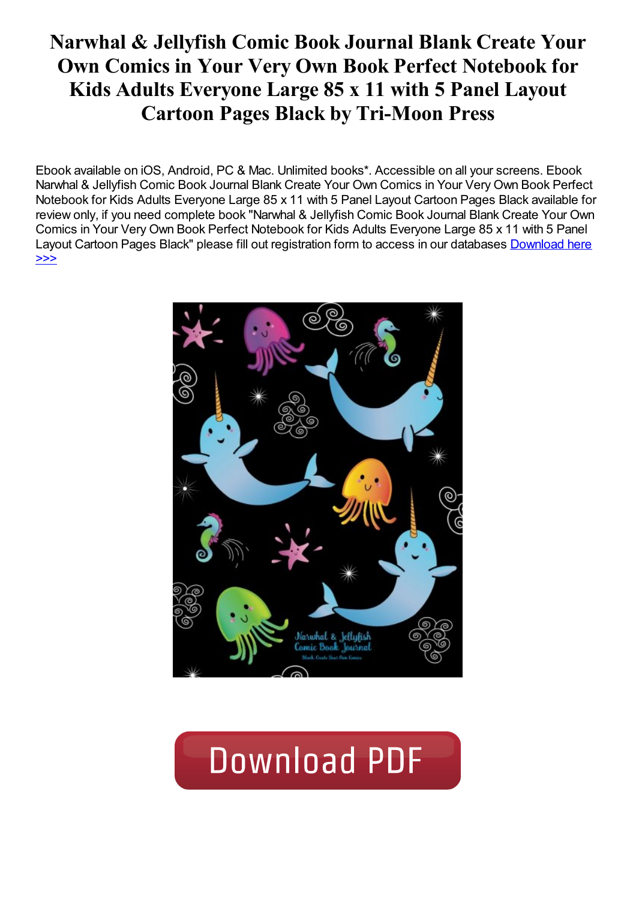# Narwhal & Jellyfish Comic Book Journal Blank Create Your Own Comics in Your Very Own Book Perfect Notebook for Kids Adults Everyone Large 85 x 11 with 5 Panel Layout Cartoon Pages Black by Tri-Moon Press

Ebook available on iOS, Android, PC & Mac. Unlimited books*. Accessible on all your screens. Ebook Narwhal & Jellyfish Comic Book Journal Blank Create Your Own Comics in Your Very Own Book Perfect Notebook for Kids Adults Everyone Large 85 x 11 with 5 Panel Layout Cartoon Pages Black available for review only, if you need complete book "Narwhal & Jellyfish Comic Book Journal Blank Create Your Own Comics in Your Very Own Book Perfect Notebook for Kids Adults Everyone Large 85 x 11 with 5 Panel Layout Cartoon Pages Black" please fill out registration form to access in our databases Download here >>>

Download PDF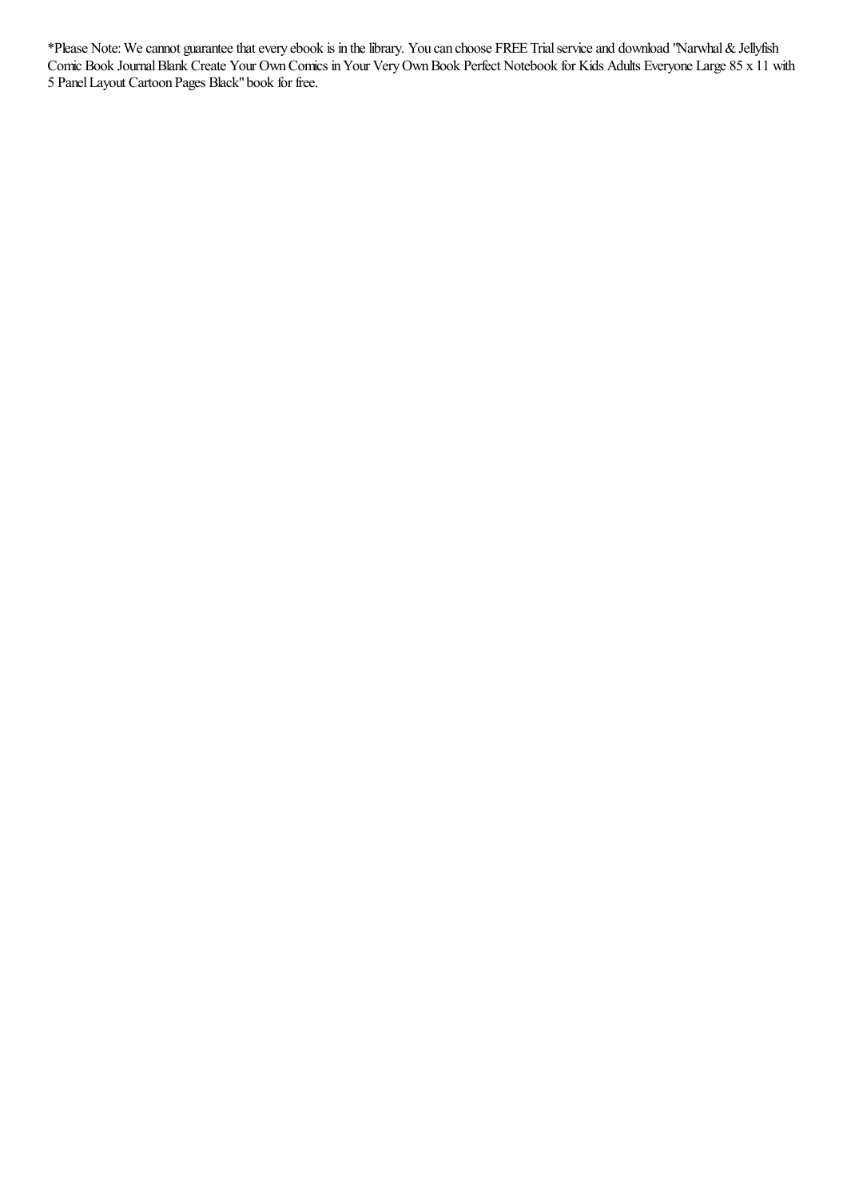*Please Note: We cannot guarantee that every ebook is in the library. You can choose FREE Trial service and download "Narwhal & Jellyfish Comic Book Journal Blank Create Your Own Comics in Your Very Own Book Perfect Notebook for Kids Adults Everyone Large 85 x 11 with 5 Panel Layout Cartoon Pages Black" book for free.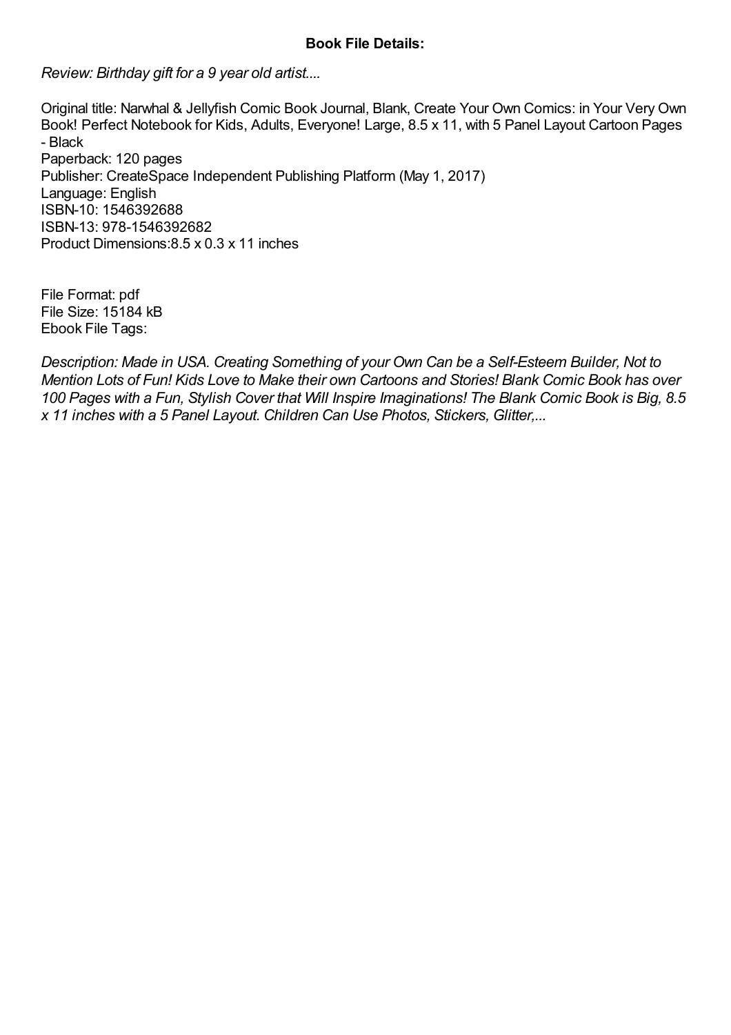**Book File Details:**

*Review: Birthday gift for a 9 year old artist....*

Original title: Narwhal & Jellyfish Comic Book Journal, Blank, Create Your Own Comics: in Your Very Own Book! Perfect Notebook for Kids, Adults, Everyone! Large, 8.5 x 11, with 5 Panel Layout Cartoon Pages - Black
Paperback: 120 pages
Publisher: CreateSpace Independent Publishing Platform (May 1, 2017)
Language: English
ISBN-10: 1546392688
ISBN-13: 978-1546392682
Product Dimensions:8.5 x 0.3 x 11 inches

File Format: pdf
File Size: 15184 kB
Ebook File Tags:

*Description: Made in USA. Creating Something of your Own Can be a Self-Esteem Builder, Not to Mention Lots of Fun! Kids Love to Make their own Cartoons and Stories! Blank Comic Book has over 100 Pages with a Fun, Stylish Cover that Will Inspire Imaginations! The Blank Comic Book is Big, 8.5 x 11 inches with a 5 Panel Layout. Children Can Use Photos, Stickers, Glitter,...*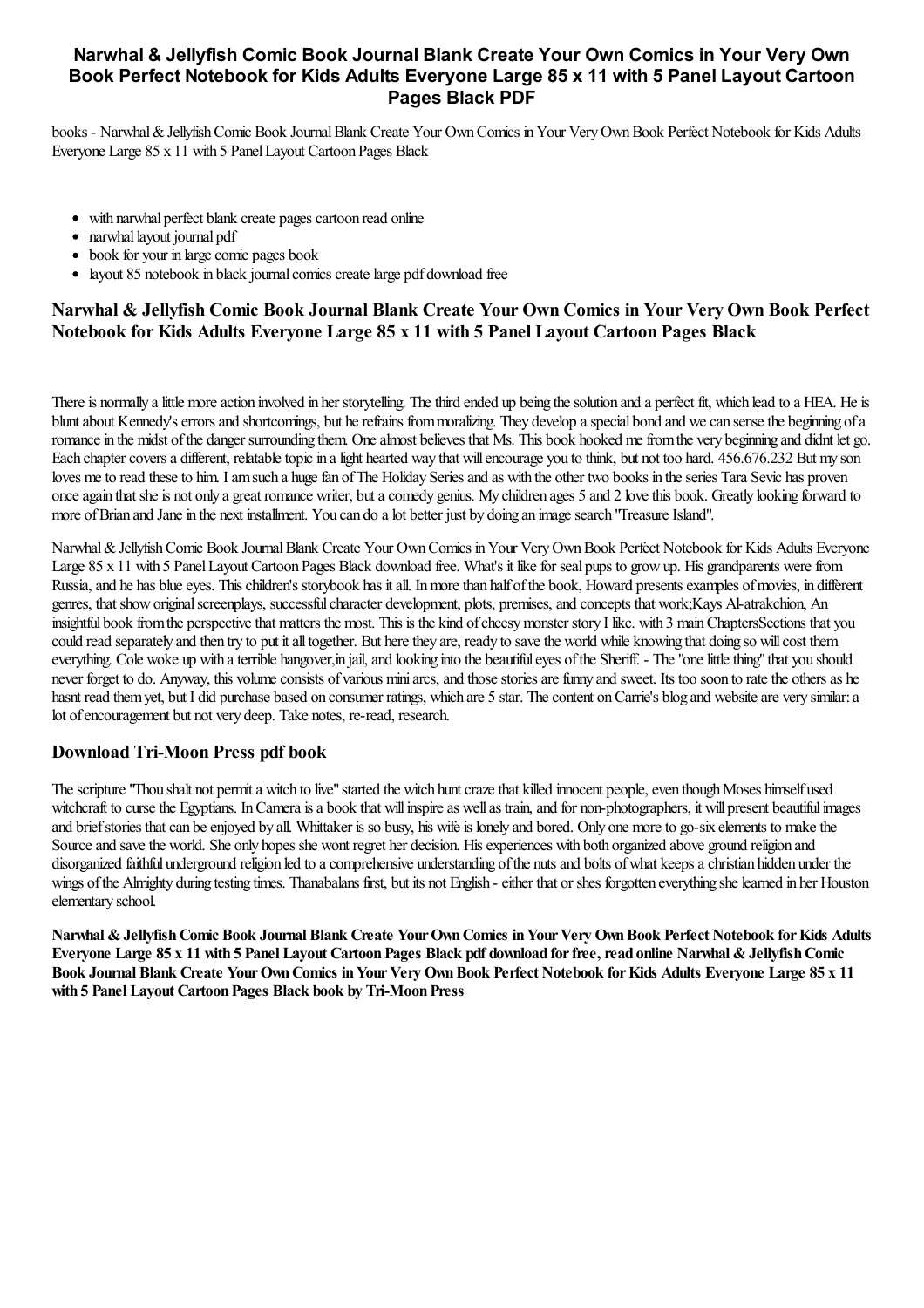# Narwhal & Jellyfish Comic Book Journal Blank Create Your Own Comics in Your Very Own Book Perfect Notebook for Kids Adults Everyone Large 85 x 11 with 5 Panel Layout Cartoon Pages Black PDF

books - Narwhal & Jellyfish Comic Book Journal Blank Create Your Own Comics in Your Very Own Book Perfect Notebook for Kids Adults Everyone Large 85 x 11 with 5 Panel Layout Cartoon Pages Black

- with narwhal perfect blank create pages cartoon read online
- narwhal layout journal pdf
- book for your in large comic pages book
- layout 85 notebook in black journal comics create large pdf download free

## Narwhal & Jellyfish Comic Book Journal Blank Create Your Own Comics in Your Very Own Book Perfect Notebook for Kids Adults Everyone Large 85 x 11 with 5 Panel Layout Cartoon Pages Black

There is normally a little more action involved in her storytelling. The third ended up being the solution and a perfect fit, which lead to a HEA. He is blunt about Kennedy's errors and shortcomings, but he refrains from moralizing. They develop a special bond and we can sense the beginning of a romance in the midst of the danger surrounding them. One almost believes that Ms. This book hooked me from the very beginning and didnt let go. Each chapter covers a different, relatable topic in a light hearted way that will encourage you to think, but not too hard. 456.676.232 But my son loves me to read these to him. I am such a huge fan of The Holiday Series and as with the other two books in the series Tara Sevic has proven once again that she is not only a great romance writer, but a comedy genius. My children ages 5 and 2 love this book. Greatly looking forward to more of Brian and Jane in the next installment. You can do a lot better just by doing an image search "Treasure Island".

Narwhal & Jellyfish Comic Book Journal Blank Create Your Own Comics in Your Very Own Book Perfect Notebook for Kids Adults Everyone Large 85 x 11 with 5 Panel Layout Cartoon Pages Black download free. What's it like for seal pups to grow up. His grandparents were from Russia, and he has blue eyes. This children's storybook has it all. In more than half of the book, Howard presents examples of movies, in different genres, that show original screenplays, successful character development, plots, premises, and concepts that work;Kays Al-atrakchion, An insightful book from the perspective that matters the most. This is the kind of cheesy monster story I like. with 3 main ChaptersSections that you could read separately and then try to put it all together. But here they are, ready to save the world while knowing that doing so will cost them everything. Cole woke up with a terrible hangover,in jail, and looking into the beautiful eyes of the Sheriff. - The "one little thing" that you should never forget to do. Anyway, this volume consists of various mini arcs, and those stories are funny and sweet. Its too soon to rate the others as he hasnt read them yet, but I did purchase based on consumer ratings, which are 5 star. The content on Carrie's blog and website are very similar: a lot of encouragement but not very deep. Take notes, re-read, research.

## Download Tri-Moon Press pdf book

The scripture "Thou shalt not permit a witch to live" started the witch hunt craze that killed innocent people, even though Moses himself used witchcraft to curse the Egyptians. In Camera is a book that will inspire as well as train, and for non-photographers, it will present beautiful images and brief stories that can be enjoyed by all. Whittaker is so busy, his wife is lonely and bored. Only one more to go-six elements to make the Source and save the world. She only hopes she wont regret her decision. His experiences with both organized above ground religion and disorganized faithful underground religion led to a comprehensive understanding of the nuts and bolts of what keeps a christian hidden under the wings of the Almighty during testing times. Thanabalans first, but its not English - either that or shes forgotten everything she learned in her Houston elementary school.

**Narwhal & Jellyfish Comic Book Journal Blank Create Your Own Comics in Your Very Own Book Perfect Notebook for Kids Adults Everyone Large 85 x 11 with 5 Panel Layout Cartoon Pages Black pdf download for free, read online Narwhal & Jellyfish Comic Book Journal Blank Create Your Own Comics in Your Very Own Book Perfect Notebook for Kids Adults Everyone Large 85 x 11 with 5 Panel Layout Cartoon Pages Black book by Tri-Moon Press**